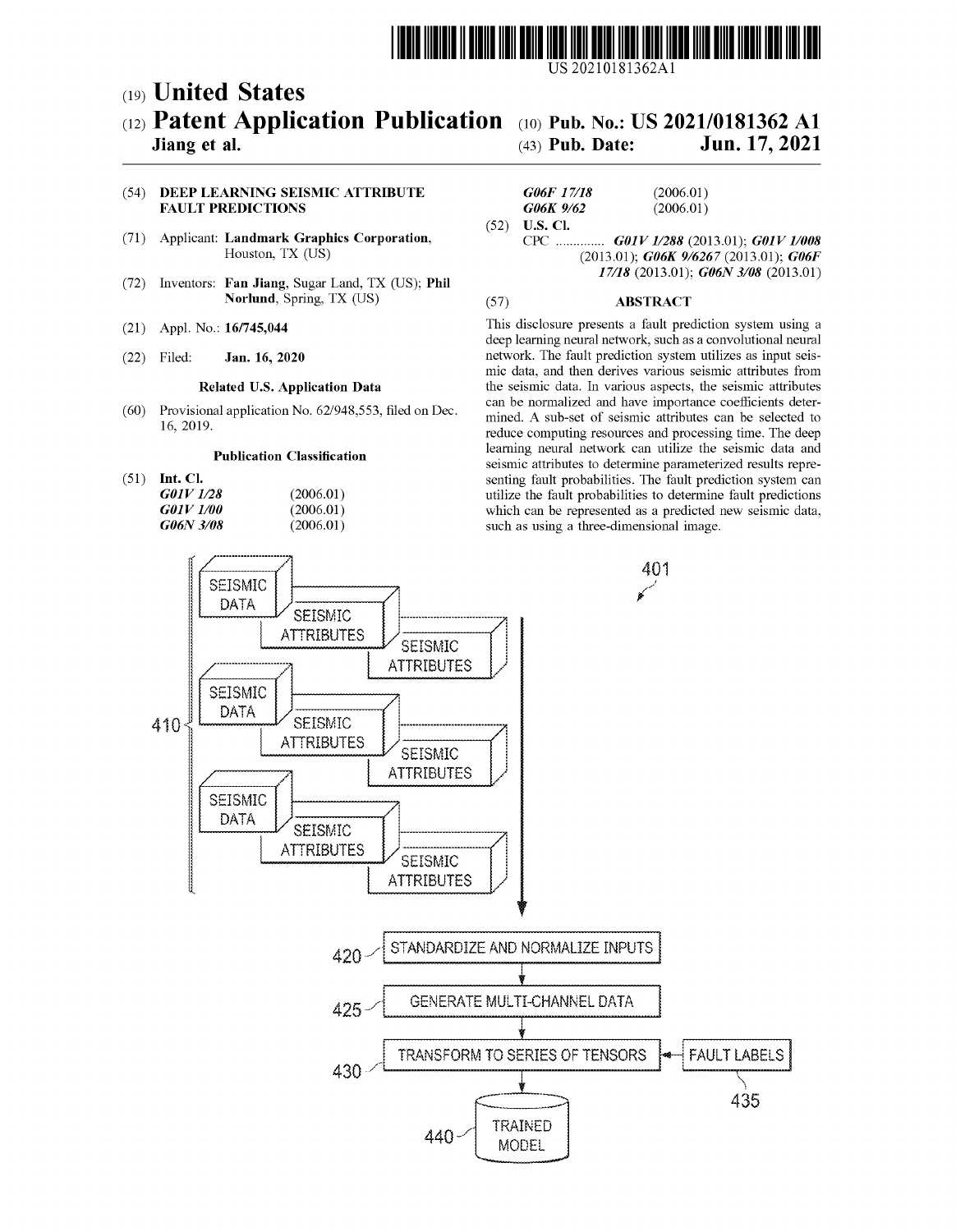US 20210181362A1

(19) **United States**

(12) **Patent Application Publication** (10) **Pub. No.: US 2021/0181362 A1**

**Jiang et al.** (43) **Pub. Date: Jun. 17, 2021**

(54) **DEEP LEARNING SEISMIC ATTRIBUTE FAULT PREDICTIONS**

(71) Applicant: **Landmark Graphics Corporation**, Houston, TX (US)

(72) Inventors: **Fan Jiang**, Sugar Land, TX (US); **Phil Norlund**, Spring, TX (US)

(21) Appl. No.: **16/745,044**

(22) Filed: **Jan. 16, 2020**

**Related U.S. Application Data**

(60) Provisional application No. 62/948,553, filed on Dec. 16, 2019.

**Publication Classification**

(51) **Int. Cl.**

*G01V 1/28* (2006.01)
*G01V 1/00* (2006.01)
*G06N 3/08* (2006.01)
*G06F 17/18* (2006.01)
*G06K 9/62* (2006.01)

(52) **U.S. Cl.**

CPC .............. *G01V 1/288* (2013.01); *G01V 1/008* (2013.01); *G06K 9/6267* (2013.01); *G06F 17/18* (2013.01); *G06N 3/08* (2013.01)

(57) **ABSTRACT**

This disclosure presents a fault prediction system using a deep learning neural network, such as a convolutional neural network. The fault prediction system utilizes as input seismic data, and then derives various seismic attributes from the seismic data. In various aspects, the seismic attributes can be normalized and have importance coefficients determined. A sub-set of seismic attributes can be selected to reduce computing resources and processing time. The deep learning neural network can utilize the seismic data and seismic attributes to determine parameterized results representing fault probabilities. The fault prediction system can utilize the fault probabilities to determine fault predictions which can be represented as a predicted new seismic data, such as using a three-dimensional image.

401

410: SEISMIC DATA / SEISMIC ATTRIBUTES / SEISMIC ATTRIBUTES (×3)

420 STANDARDIZE AND NORMALIZE INPUTS

425 GENERATE MULTI-CHANNEL DATA

430 TRANSFORM TO SERIES OF TENSORS ← FAULT LABELS 435

440 TRAINED MODEL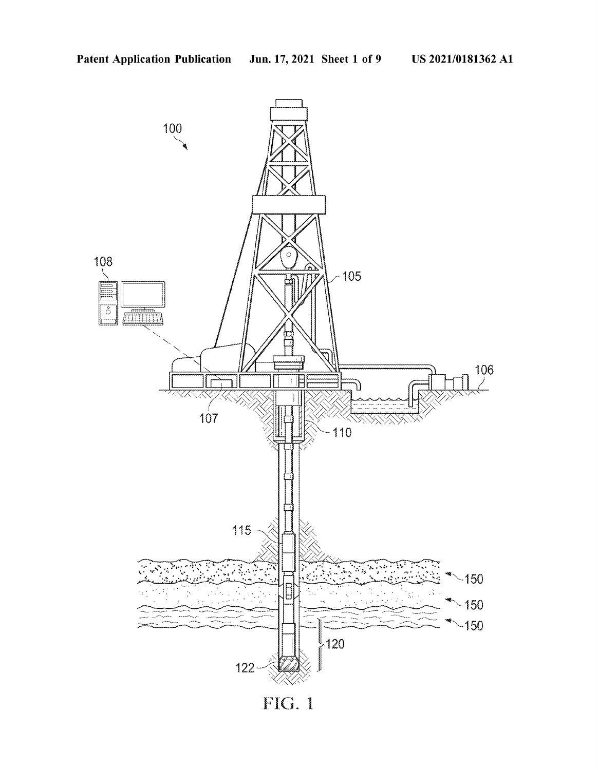FIG. 1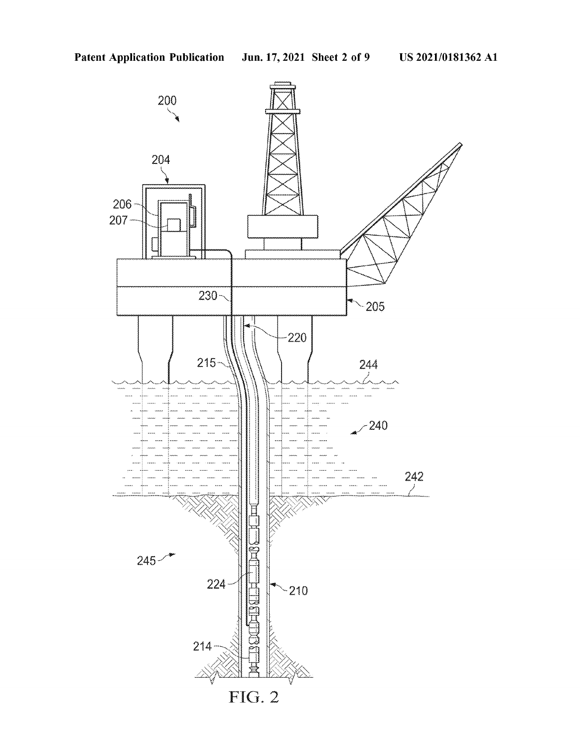FIG. 2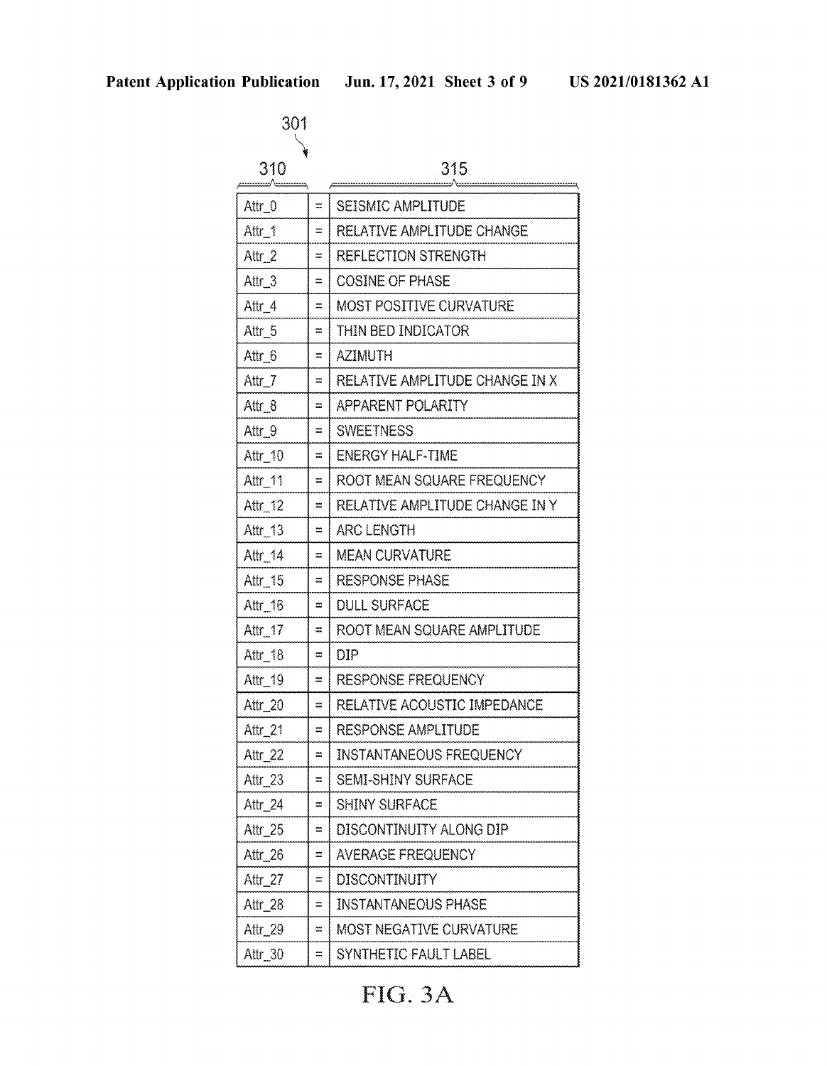301

| 310 | | 315 |
|---|---|---|
| Attr_0 | = | SEISMIC AMPLITUDE |
| Attr_1 | = | RELATIVE AMPLITUDE CHANGE |
| Attr_2 | = | REFLECTION STRENGTH |
| Attr_3 | = | COSINE OF PHASE |
| Attr_4 | = | MOST POSITIVE CURVATURE |
| Attr_5 | = | THIN BED INDICATOR |
| Attr_6 | = | AZIMUTH |
| Attr_7 | = | RELATIVE AMPLITUDE CHANGE IN X |
| Attr_8 | = | APPARENT POLARITY |
| Attr_9 | = | SWEETNESS |
| Attr_10 | = | ENERGY HALF-TIME |
| Attr_11 | = | ROOT MEAN SQUARE FREQUENCY |
| Attr_12 | = | RELATIVE AMPLITUDE CHANGE IN Y |
| Attr_13 | = | ARC LENGTH |
| Attr_14 | = | MEAN CURVATURE |
| Attr_15 | = | RESPONSE PHASE |
| Attr_16 | = | DULL SURFACE |
| Attr_17 | = | ROOT MEAN SQUARE AMPLITUDE |
| Attr_18 | = | DIP |
| Attr_19 | = | RESPONSE FREQUENCY |
| Attr_20 | = | RELATIVE ACOUSTIC IMPEDANCE |
| Attr_21 | = | RESPONSE AMPLITUDE |
| Attr_22 | = | INSTANTANEOUS FREQUENCY |
| Attr_23 | = | SEMI-SHINY SURFACE |
| Attr_24 | = | SHINY SURFACE |
| Attr_25 | = | DISCONTINUITY ALONG DIP |
| Attr_26 | = | AVERAGE FREQUENCY |
| Attr_27 | = | DISCONTINUITY |
| Attr_28 | = | INSTANTANEOUS PHASE |
| Attr_29 | = | MOST NEGATIVE CURVATURE |
| Attr_30 | = | SYNTHETIC FAULT LABEL |

FIG. 3A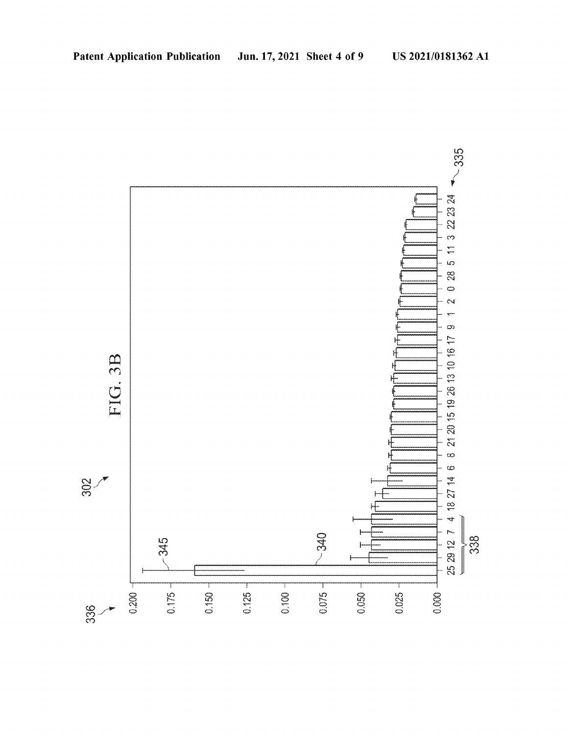FIG. 3B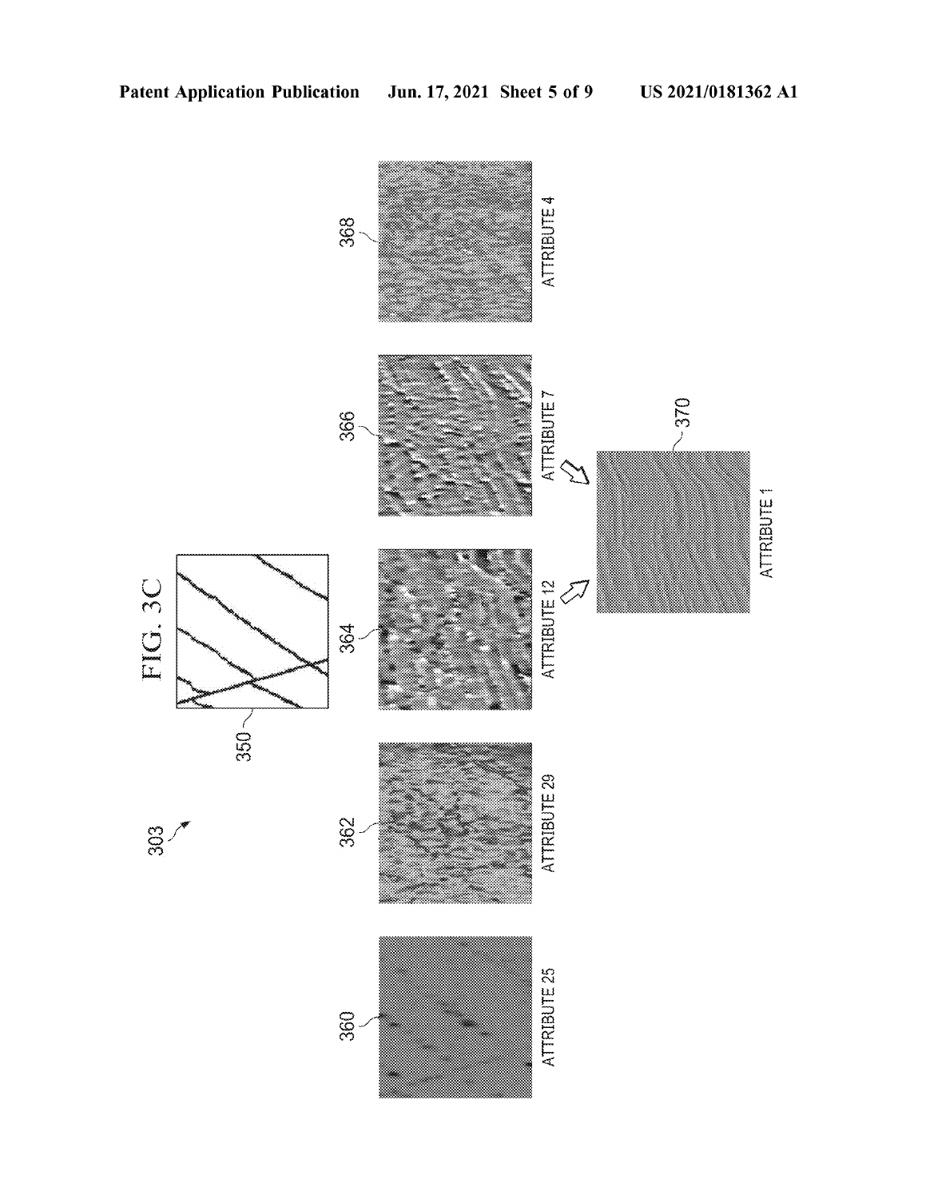FIG. 3C

303

350

360 ATTRIBUTE 25

362 ATTRIBUTE 29

364 ATTRIBUTE 12

366 ATTRIBUTE 7

368 ATTRIBUTE 4

370 ATTRIBUTE 1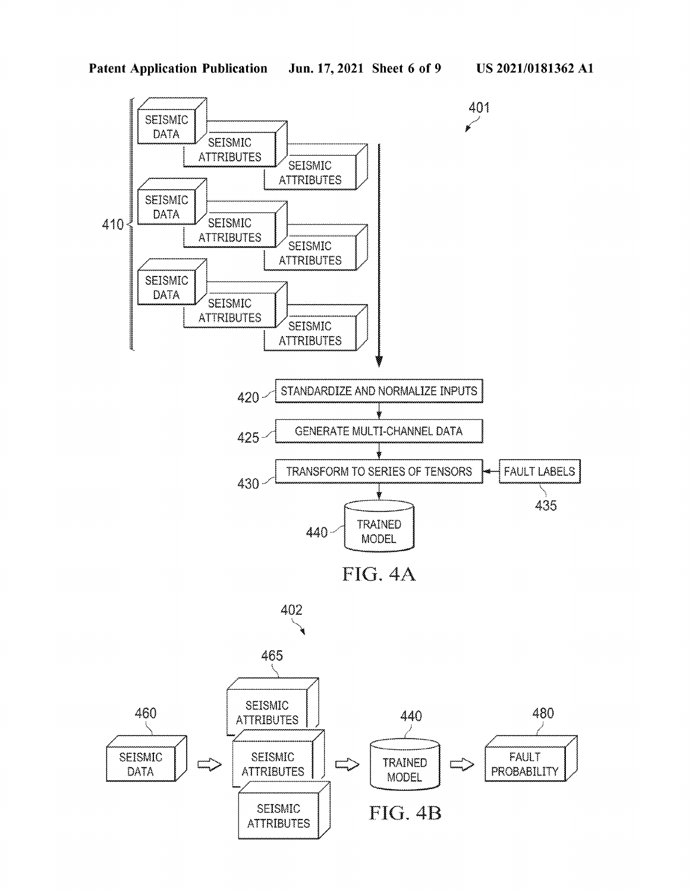401

410

SEISMIC DATA

SEISMIC ATTRIBUTES

SEISMIC ATTRIBUTES

SEISMIC DATA

SEISMIC ATTRIBUTES

SEISMIC ATTRIBUTES

SEISMIC DATA

SEISMIC ATTRIBUTES

SEISMIC ATTRIBUTES

420 STANDARDIZE AND NORMALIZE INPUTS

425 GENERATE MULTI-CHANNEL DATA

430 TRANSFORM TO SERIES OF TENSORS

435 FAULT LABELS

440 TRAINED MODEL

FIG. 4A

402

460 SEISMIC DATA

465 SEISMIC ATTRIBUTES

SEISMIC ATTRIBUTES

SEISMIC ATTRIBUTES

440 TRAINED MODEL

480 FAULT PROBABILITY

FIG. 4B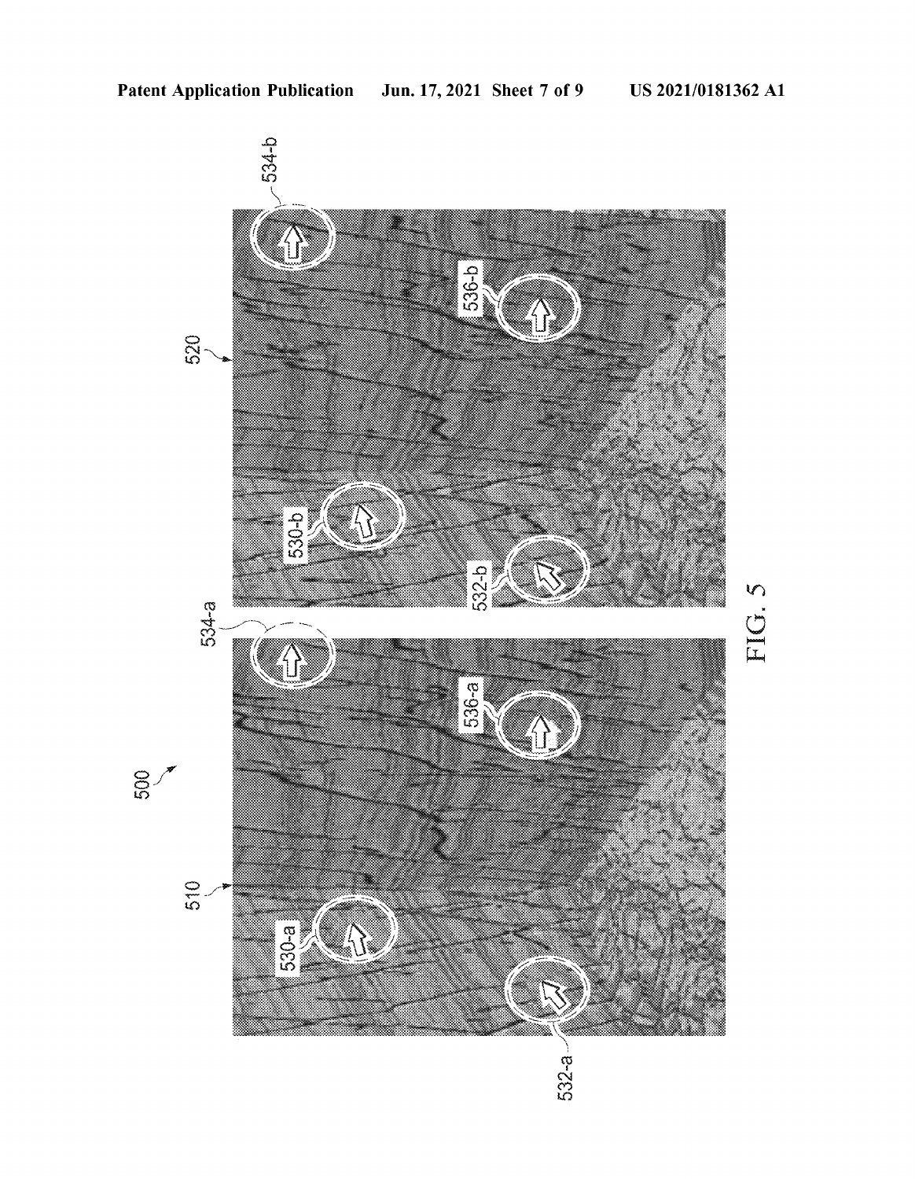FIG. 5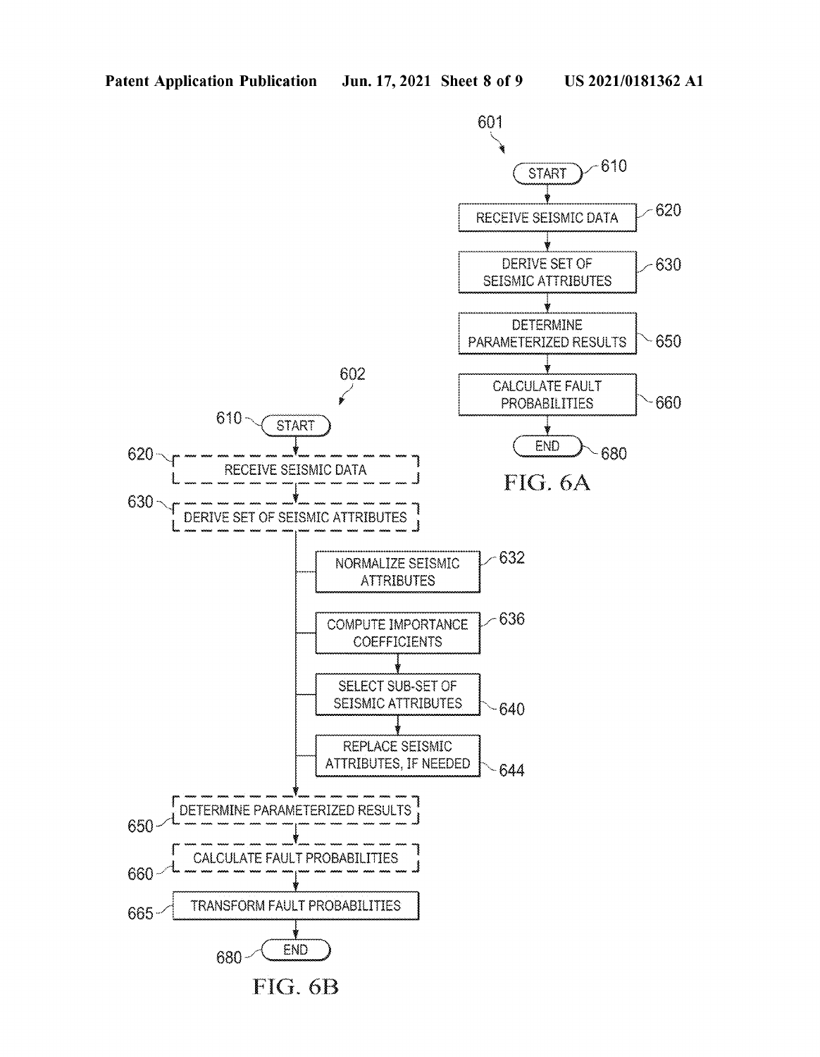601

610 START

620 RECEIVE SEISMIC DATA

630 DERIVE SET OF SEISMIC ATTRIBUTES

650 DETERMINE PARAMETERIZED RESULTS

660 CALCULATE FAULT PROBABILITIES

680 END

FIG. 6A

602

610 START

620 RECEIVE SEISMIC DATA

630 DERIVE SET OF SEISMIC ATTRIBUTES

632 NORMALIZE SEISMIC ATTRIBUTES

636 COMPUTE IMPORTANCE COEFFICIENTS

640 SELECT SUB-SET OF SEISMIC ATTRIBUTES

644 REPLACE SEISMIC ATTRIBUTES, IF NEEDED

650 DETERMINE PARAMETERIZED RESULTS

660 CALCULATE FAULT PROBABILITIES

665 TRANSFORM FAULT PROBABILITIES

680 END

FIG. 6B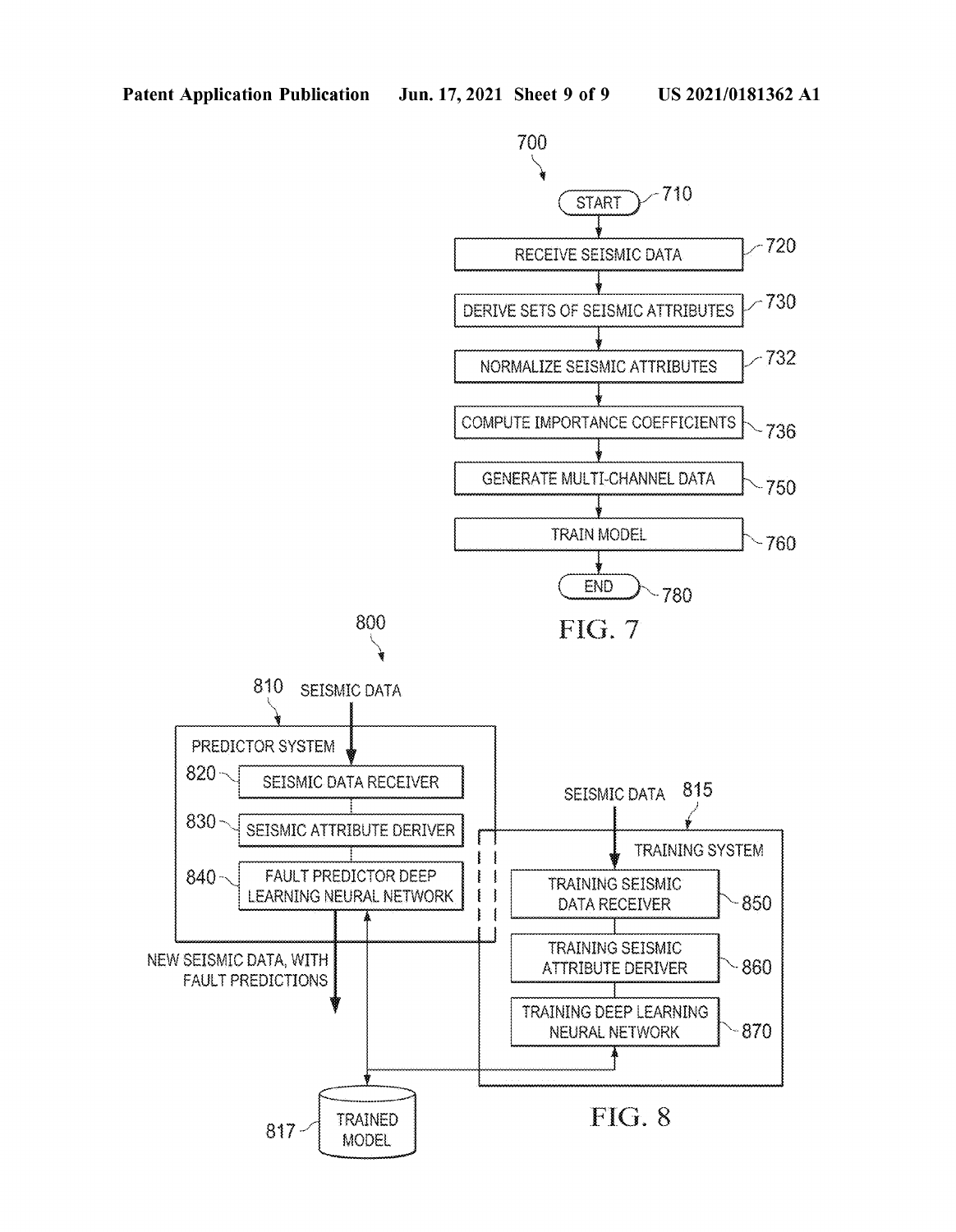700

START 710

RECEIVE SEISMIC DATA 720

DERIVE SETS OF SEISMIC ATTRIBUTES 730

NORMALIZE SEISMIC ATTRIBUTES 732

COMPUTE IMPORTANCE COEFFICIENTS 736

GENERATE MULTI-CHANNEL DATA 750

TRAIN MODEL 760

END 780

FIG. 7

800

810 SEISMIC DATA

PREDICTOR SYSTEM

820 SEISMIC DATA RECEIVER

830 SEISMIC ATTRIBUTE DERIVER

840 FAULT PREDICTOR DEEP LEARNING NEURAL NETWORK

NEW SEISMIC DATA, WITH FAULT PREDICTIONS

SEISMIC DATA 815

TRAINING SYSTEM

TRAINING SEISMIC DATA RECEIVER 850

TRAINING SEISMIC ATTRIBUTE DERIVER 860

TRAINING DEEP LEARNING NEURAL NETWORK 870

817 TRAINED MODEL

FIG. 8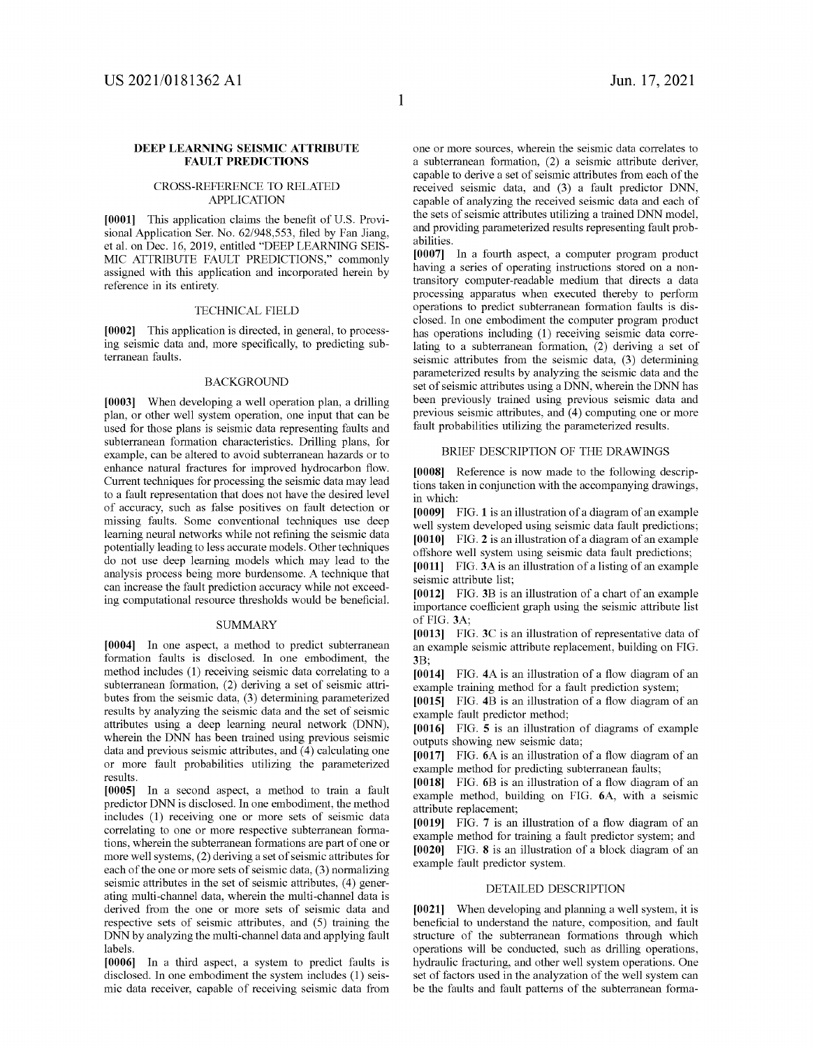# DEEP LEARNING SEISMIC ATTRIBUTE FAULT PREDICTIONS

## CROSS-REFERENCE TO RELATED APPLICATION

**[0001]** This application claims the benefit of U.S. Provisional Application Ser. No. 62/948,553, filed by Fan Jiang, et al. on Dec. 16, 2019, entitled "DEEP LEARNING SEISMIC ATTRIBUTE FAULT PREDICTIONS," commonly assigned with this application and incorporated herein by reference in its entirety.

## TECHNICAL FIELD

**[0002]** This application is directed, in general, to processing seismic data and, more specifically, to predicting subterranean faults.

## BACKGROUND

**[0003]** When developing a well operation plan, a drilling plan, or other well system operation, one input that can be used for those plans is seismic data representing faults and subterranean formation characteristics. Drilling plans, for example, can be altered to avoid subterranean hazards or to enhance natural fractures for improved hydrocarbon flow. Current techniques for processing the seismic data may lead to a fault representation that does not have the desired level of accuracy, such as false positives on fault detection or missing faults. Some conventional techniques use deep learning neural networks while not refining the seismic data potentially leading to less accurate models. Other techniques do not use deep learning models which may lead to the analysis process being more burdensome. A technique that can increase the fault prediction accuracy while not exceeding computational resource thresholds would be beneficial.

## SUMMARY

**[0004]** In one aspect, a method to predict subterranean formation faults is disclosed. In one embodiment, the method includes (1) receiving seismic data correlating to a subterranean formation, (2) deriving a set of seismic attributes from the seismic data, (3) determining parameterized results by analyzing the seismic data and the set of seismic attributes using a deep learning neural network (DNN), wherein the DNN has been trained using previous seismic data and previous seismic attributes, and (4) calculating one or more fault probabilities utilizing the parameterized results.

**[0005]** In a second aspect, a method to train a fault predictor DNN is disclosed. In one embodiment, the method includes (1) receiving one or more sets of seismic data correlating to one or more respective subterranean formations, wherein the subterranean formations are part of one or more well systems, (2) deriving a set of seismic attributes for each of the one or more sets of seismic data, (3) normalizing seismic attributes in the set of seismic attributes, (4) generating multi-channel data, wherein the multi-channel data is derived from the one or more sets of seismic data and respective sets of seismic attributes, and (5) training the DNN by analyzing the multi-channel data and applying fault labels.

**[0006]** In a third aspect, a system to predict faults is disclosed. In one embodiment the system includes (1) seismic data receiver, capable of receiving seismic data from one or more sources, wherein the seismic data correlates to a subterranean formation, (2) a seismic attribute deriver, capable to derive a set of seismic attributes from each of the received seismic data, and (3) a fault predictor DNN, capable of analyzing the received seismic data and each of the sets of seismic attributes utilizing a trained DNN model, and providing parameterized results representing fault probabilities.

**[0007]** In a fourth aspect, a computer program product having a series of operating instructions stored on a non-transitory computer-readable medium that directs a data processing apparatus when executed thereby to perform operations to predict subterranean formation faults is disclosed. In one embodiment the computer program product has operations including (1) receiving seismic data correlating to a subterranean formation, (2) deriving a set of seismic attributes from the seismic data, (3) determining parameterized results by analyzing the seismic data and the set of seismic attributes using a DNN, wherein the DNN has been previously trained using previous seismic data and previous seismic attributes, and (4) computing one or more fault probabilities utilizing the parameterized results.

## BRIEF DESCRIPTION OF THE DRAWINGS

**[0008]** Reference is now made to the following descriptions taken in conjunction with the accompanying drawings, in which:

**[0009]** FIG. **1** is an illustration of a diagram of an example well system developed using seismic data fault predictions;

**[0010]** FIG. **2** is an illustration of a diagram of an example offshore well system using seismic data fault predictions;

**[0011]** FIG. **3A** is an illustration of a listing of an example seismic attribute list;

**[0012]** FIG. **3B** is an illustration of a chart of an example importance coefficient graph using the seismic attribute list of FIG. **3A**;

**[0013]** FIG. **3C** is an illustration of representative data of an example seismic attribute replacement, building on FIG. **3B**;

**[0014]** FIG. **4A** is an illustration of a flow diagram of an example training method for a fault prediction system;

**[0015]** FIG. **4B** is an illustration of a flow diagram of an example fault predictor method;

**[0016]** FIG. **5** is an illustration of diagrams of example outputs showing new seismic data;

**[0017]** FIG. **6A** is an illustration of a flow diagram of an example method for predicting subterranean faults;

**[0018]** FIG. **6B** is an illustration of a flow diagram of an example method, building on FIG. **6A**, with a seismic attribute replacement;

**[0019]** FIG. **7** is an illustration of a flow diagram of an example method for training a fault predictor system; and

**[0020]** FIG. **8** is an illustration of a block diagram of an example fault predictor system.

## DETAILED DESCRIPTION

**[0021]** When developing and planning a well system, it is beneficial to understand the nature, composition, and fault structure of the subterranean formations through which operations will be conducted, such as drilling operations, hydraulic fracturing, and other well system operations. One set of factors used in the analyzation of the well system can be the faults and fault patterns of the subterranean forma-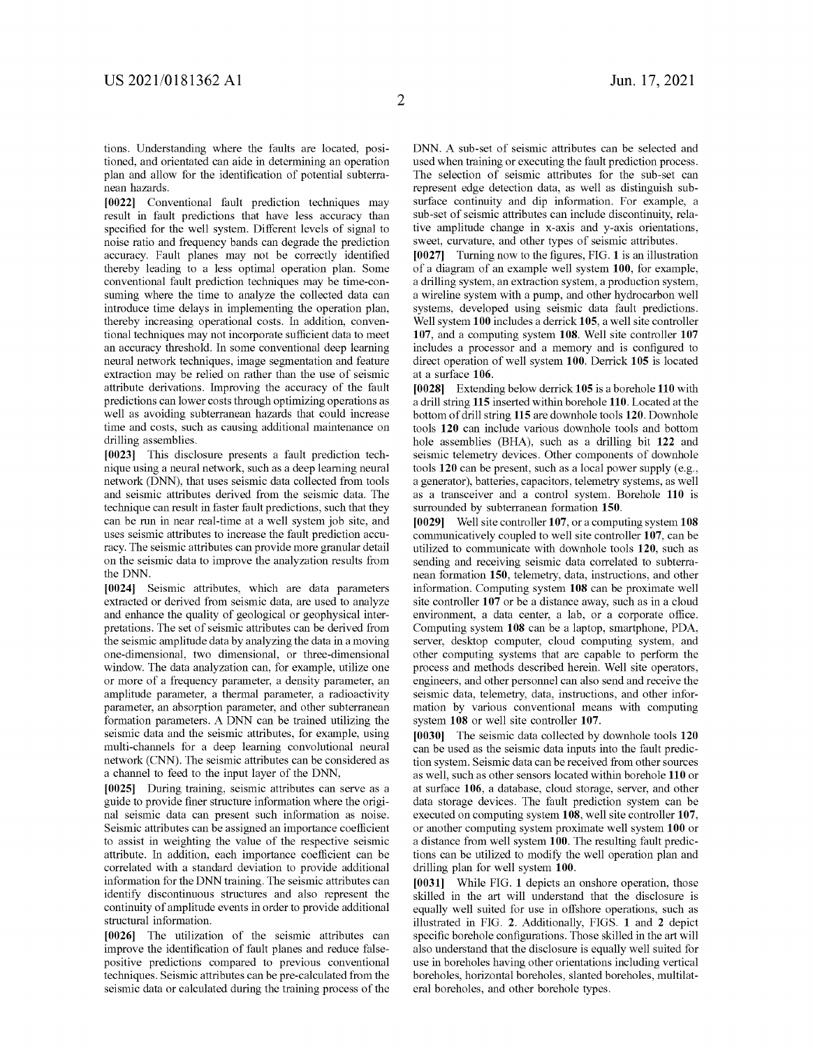tions. Understanding where the faults are located, positioned, and orientated can aide in determining an operation plan and allow for the identification of potential subterranean hazards.

**[0022]** Conventional fault prediction techniques may result in fault predictions that have less accuracy than specified for the well system. Different levels of signal to noise ratio and frequency bands can degrade the prediction accuracy. Fault planes may not be correctly identified thereby leading to a less optimal operation plan. Some conventional fault prediction techniques may be time-consuming where the time to analyze the collected data can introduce time delays in implementing the operation plan, thereby increasing operational costs. In addition, conventional techniques may not incorporate sufficient data to meet an accuracy threshold. In some conventional deep learning neural network techniques, image segmentation and feature extraction may be relied on rather than the use of seismic attribute derivations. Improving the accuracy of the fault predictions can lower costs through optimizing operations as well as avoiding subterranean hazards that could increase time and costs, such as causing additional maintenance on drilling assemblies.

**[0023]** This disclosure presents a fault prediction technique using a neural network, such as a deep learning neural network (DNN), that uses seismic data collected from tools and seismic attributes derived from the seismic data. The technique can result in faster fault predictions, such that they can be run in near real-time at a well system job site, and uses seismic attributes to increase the fault prediction accuracy. The seismic attributes can provide more granular detail on the seismic data to improve the analyzation results from the DNN.

**[0024]** Seismic attributes, which are data parameters extracted or derived from seismic data, are used to analyze and enhance the quality of geological or geophysical interpretations. The set of seismic attributes can be derived from the seismic amplitude data by analyzing the data in a moving one-dimensional, two dimensional, or three-dimensional window. The data analyzation can, for example, utilize one or more of a frequency parameter, a density parameter, an amplitude parameter, a thermal parameter, a radioactivity parameter, an absorption parameter, and other subterranean formation parameters. A DNN can be trained utilizing the seismic data and the seismic attributes, for example, using multi-channels for a deep learning convolutional neural network (CNN). The seismic attributes can be considered as a channel to feed to the input layer of the DNN,

**[0025]** During training, seismic attributes can serve as a guide to provide finer structure information where the original seismic data can present such information as noise. Seismic attributes can be assigned an importance coefficient to assist in weighting the value of the respective seismic attribute. In addition, each importance coefficient can be correlated with a standard deviation to provide additional information for the DNN training. The seismic attributes can identify discontinuous structures and also represent the continuity of amplitude events in order to provide additional structural information.

**[0026]** The utilization of the seismic attributes can improve the identification of fault planes and reduce false-positive predictions compared to previous conventional techniques. Seismic attributes can be pre-calculated from the seismic data or calculated during the training process of the DNN. A sub-set of seismic attributes can be selected and used when training or executing the fault prediction process. The selection of seismic attributes for the sub-set can represent edge detection data, as well as distinguish subsurface continuity and dip information. For example, a sub-set of seismic attributes can include discontinuity, relative amplitude change in x-axis and y-axis orientations, sweet, curvature, and other types of seismic attributes.

**[0027]** Turning now to the figures, FIG. **1** is an illustration of a diagram of an example well system **100**, for example, a drilling system, an extraction system, a production system, a wireline system with a pump, and other hydrocarbon well systems, developed using seismic data fault predictions. Well system **100** includes a derrick **105**, a well site controller **107**, and a computing system **108**. Well site controller **107** includes a processor and a memory and is configured to direct operation of well system **100**. Derrick **105** is located at a surface **106**.

**[0028]** Extending below derrick **105** is a borehole **110** with a drill string **115** inserted within borehole **110**. Located at the bottom of drill string **115** are downhole tools **120**. Downhole tools **120** can include various downhole tools and bottom hole assemblies (BHA), such as a drilling bit **122** and seismic telemetry devices. Other components of downhole tools **120** can be present, such as a local power supply (e.g., a generator), batteries, capacitors, telemetry systems, as well as a transceiver and a control system. Borehole **110** is surrounded by subterranean formation **150**.

**[0029]** Well site controller **107**, or a computing system **108** communicatively coupled to well site controller **107**, can be utilized to communicate with downhole tools **120**, such as sending and receiving seismic data correlated to subterranean formation **150**, telemetry, data, instructions, and other information. Computing system **108** can be proximate well site controller **107** or be a distance away, such as in a cloud environment, a data center, a lab, or a corporate office. Computing system **108** can be a laptop, smartphone, PDA, server, desktop computer, cloud computing system, and other computing systems that are capable to perform the process and methods described herein. Well site operators, engineers, and other personnel can also send and receive the seismic data, telemetry, data, instructions, and other information by various conventional means with computing system **108** or well site controller **107**.

**[0030]** The seismic data collected by downhole tools **120** can be used as the seismic data inputs into the fault prediction system. Seismic data can be received from other sources as well, such as other sensors located within borehole **110** or at surface **106**, a database, cloud storage, server, and other data storage devices. The fault prediction system can be executed on computing system **108**, well site controller **107**, or another computing system proximate well system **100** or a distance from well system **100**. The resulting fault predictions can be utilized to modify the well operation plan and drilling plan for well system **100**.

**[0031]** While FIG. **1** depicts an onshore operation, those skilled in the art will understand that the disclosure is equally well suited for use in offshore operations, such as illustrated in FIG. **2**. Additionally, FIGS. **1** and **2** depict specific borehole configurations. Those skilled in the art will also understand that the disclosure is equally well suited for use in boreholes having other orientations including vertical boreholes, horizontal boreholes, slanted boreholes, multilateral boreholes, and other borehole types.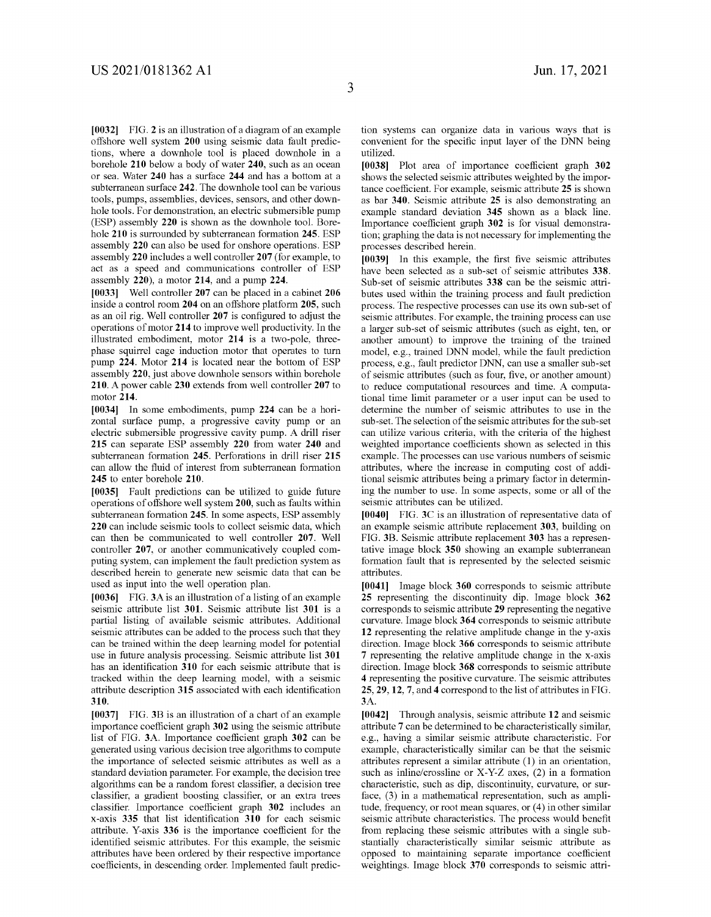**[0032]** FIG. 2 is an illustration of a diagram of an example offshore well system 200 using seismic data fault predictions, where a downhole tool is placed downhole in a borehole 210 below a body of water 240, such as an ocean or sea. Water 240 has a surface 244 and has a bottom at a subterranean surface 242. The downhole tool can be various tools, pumps, assemblies, devices, sensors, and other downhole tools. For demonstration, an electric submersible pump (ESP) assembly 220 is shown as the downhole tool. Borehole 210 is surrounded by subterranean formation 245. ESP assembly 220 can also be used for onshore operations. ESP assembly 220 includes a well controller 207 (for example, to act as a speed and communications controller of ESP assembly 220), a motor 214, and a pump 224.

**[0033]** Well controller 207 can be placed in a cabinet 206 inside a control room 204 on an offshore platform 205, such as an oil rig. Well controller 207 is configured to adjust the operations of motor 214 to improve well productivity. In the illustrated embodiment, motor 214 is a two-pole, three-phase squirrel cage induction motor that operates to turn pump 224. Motor 214 is located near the bottom of ESP assembly 220, just above downhole sensors within borehole 210. A power cable 230 extends from well controller 207 to motor 214.

**[0034]** In some embodiments, pump 224 can be a horizontal surface pump, a progressive cavity pump or an electric submersible progressive cavity pump. A drill riser 215 can separate ESP assembly 220 from water 240 and subterranean formation 245. Perforations in drill riser 215 can allow the fluid of interest from subterranean formation 245 to enter borehole 210.

**[0035]** Fault predictions can be utilized to guide future operations of offshore well system 200, such as faults within subterranean formation 245. In some aspects, ESP assembly 220 can include seismic tools to collect seismic data, which can then be communicated to well controller 207. Well controller 207, or another communicatively coupled computing system, can implement the fault prediction system as described herein to generate new seismic data that can be used as input into the well operation plan.

**[0036]** FIG. 3A is an illustration of a listing of an example seismic attribute list 301. Seismic attribute list 301 is a partial listing of available seismic attributes. Additional seismic attributes can be added to the process such that they can be trained within the deep learning model for potential use in future analysis processing. Seismic attribute list 301 has an identification 310 for each seismic attribute that is tracked within the deep learning model, with a seismic attribute description 315 associated with each identification 310.

**[0037]** FIG. 3B is an illustration of a chart of an example importance coefficient graph 302 using the seismic attribute list of FIG. 3A. Importance coefficient graph 302 can be generated using various decision tree algorithms to compute the importance of selected seismic attributes as well as a standard deviation parameter. For example, the decision tree algorithms can be a random forest classifier, a decision tree classifier, a gradient boosting classifier, or an extra trees classifier. Importance coefficient graph 302 includes an x-axis 335 that list identification 310 for each seismic attribute. Y-axis 336 is the importance coefficient for the identified seismic attributes. For this example, the seismic attributes have been ordered by their respective importance coefficients, in descending order. Implemented fault prediction systems can organize data in various ways that is convenient for the specific input layer of the DNN being utilized.

**[0038]** Plot area of importance coefficient graph 302 shows the selected seismic attributes weighted by the importance coefficient. For example, seismic attribute 25 is shown as bar 340. Seismic attribute 25 is also demonstrating an example standard deviation 345 shown as a black line. Importance coefficient graph 302 is for visual demonstration; graphing the data is not necessary for implementing the processes described herein.

**[0039]** In this example, the first five seismic attributes have been selected as a sub-set of seismic attributes 338. Sub-set of seismic attributes 338 can be the seismic attributes used within the training process and fault prediction process. The respective processes can use its own sub-set of seismic attributes. For example, the training process can use a larger sub-set of seismic attributes (such as eight, ten, or another amount) to improve the training of the trained model, e.g., trained DNN model, while the fault prediction process, e.g., fault predictor DNN, can use a smaller sub-set of seismic attributes (such as four, five, or another amount) to reduce computational resources and time. A computational time limit parameter or a user input can be used to determine the number of seismic attributes to use in the sub-set. The selection of the seismic attributes for the sub-set can utilize various criteria, with the criteria of the highest weighted importance coefficients shown as selected in this example. The processes can use various numbers of seismic attributes, where the increase in computing cost of additional seismic attributes being a primary factor in determining the number to use. In some aspects, some or all of the seismic attributes can be utilized.

**[0040]** FIG. 3C is an illustration of representative data of an example seismic attribute replacement 303, building on FIG. 3B. Seismic attribute replacement 303 has a representative image block 350 showing an example subterranean formation fault that is represented by the selected seismic attributes.

**[0041]** Image block 360 corresponds to seismic attribute 25 representing the discontinuity dip. Image block 362 corresponds to seismic attribute 29 representing the negative curvature. Image block 364 corresponds to seismic attribute 12 representing the relative amplitude change in the y-axis direction. Image block 366 corresponds to seismic attribute 7 representing the relative amplitude change in the x-axis direction. Image block 368 corresponds to seismic attribute 4 representing the positive curvature. The seismic attributes 25, 29, 12, 7, and 4 correspond to the list of attributes in FIG. 3A.

**[0042]** Through analysis, seismic attribute 12 and seismic attribute 7 can be determined to be characteristically similar, e.g., having a similar seismic attribute characteristic. For example, characteristically similar can be that the seismic attributes represent a similar attribute (1) in an orientation, such as inline/crossline or X-Y-Z axes, (2) in a formation characteristic, such as dip, discontinuity, curvature, or surface, (3) in a mathematical representation, such as amplitude, frequency, or root mean squares, or (4) in other similar seismic attribute characteristics. The process would benefit from replacing these seismic attributes with a single substantially characteristically similar seismic attribute as opposed to maintaining separate importance coefficient weightings. Image block 370 corresponds to seismic attri-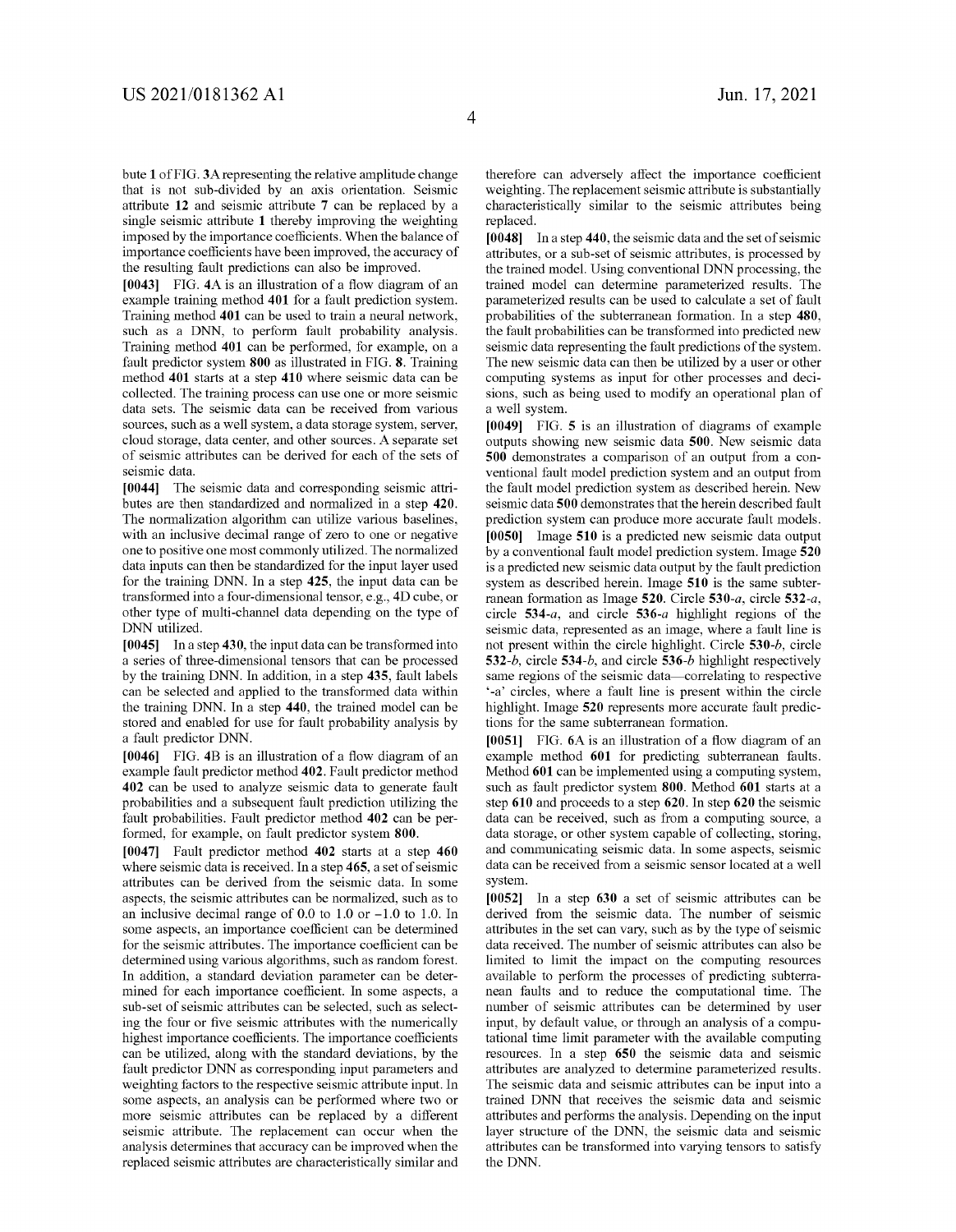bute **1** of FIG. **3A** representing the relative amplitude change that is not sub-divided by an axis orientation. Seismic attribute **12** and seismic attribute **7** can be replaced by a single seismic attribute **1** thereby improving the weighting imposed by the importance coefficients. When the balance of importance coefficients have been improved, the accuracy of the resulting fault predictions can also be improved.

**[0043]** FIG. **4A** is an illustration of a flow diagram of an example training method **401** for a fault prediction system. Training method **401** can be used to train a neural network, such as a DNN, to perform fault probability analysis. Training method **401** can be performed, for example, on a fault predictor system **800** as illustrated in FIG. **8**. Training method **401** starts at a step **410** where seismic data can be collected. The training process can use one or more seismic data sets. The seismic data can be received from various sources, such as a well system, a data storage system, server, cloud storage, data center, and other sources. A separate set of seismic attributes can be derived for each of the sets of seismic data.

**[0044]** The seismic data and corresponding seismic attributes are then standardized and normalized in a step **420**. The normalization algorithm can utilize various baselines, with an inclusive decimal range of zero to one or negative one to positive one most commonly utilized. The normalized data inputs can then be standardized for the input layer used for the training DNN. In a step **425**, the input data can be transformed into a four-dimensional tensor, e.g., 4D cube, or other type of multi-channel data depending on the type of DNN utilized.

**[0045]** In a step **430**, the input data can be transformed into a series of three-dimensional tensors that can be processed by the training DNN. In addition, in a step **435**, fault labels can be selected and applied to the transformed data within the training DNN. In a step **440**, the trained model can be stored and enabled for use for fault probability analysis by a fault predictor DNN.

**[0046]** FIG. **4B** is an illustration of a flow diagram of an example fault predictor method **402**. Fault predictor method **402** can be used to analyze seismic data to generate fault probabilities and a subsequent fault prediction utilizing the fault probabilities. Fault predictor method **402** can be performed, for example, on fault predictor system **800**.

**[0047]** Fault predictor method **402** starts at a step **460** where seismic data is received. In a step **465**, a set of seismic attributes can be derived from the seismic data. In some aspects, the seismic attributes can be normalized, such as to an inclusive decimal range of 0.0 to 1.0 or −1.0 to 1.0. In some aspects, an importance coefficient can be determined for the seismic attributes. The importance coefficient can be determined using various algorithms, such as random forest. In addition, a standard deviation parameter can be determined for each importance coefficient. In some aspects, a sub-set of seismic attributes can be selected, such as selecting the four or five seismic attributes with the numerically highest importance coefficients. The importance coefficients can be utilized, along with the standard deviations, by the fault predictor DNN as corresponding input parameters and weighting factors to the respective seismic attribute input. In some aspects, an analysis can be performed where two or more seismic attributes can be replaced by a different seismic attribute. The replacement can occur when the analysis determines that accuracy can be improved when the replaced seismic attributes are characteristically similar and therefore can adversely affect the importance coefficient weighting. The replacement seismic attribute is substantially characteristically similar to the seismic attributes being replaced.

**[0048]** In a step **440**, the seismic data and the set of seismic attributes, or a sub-set of seismic attributes, is processed by the trained model. Using conventional DNN processing, the trained model can determine parameterized results. The parameterized results can be used to calculate a set of fault probabilities of the subterranean formation. In a step **480**, the fault probabilities can be transformed into predicted new seismic data representing the fault predictions of the system. The new seismic data can then be utilized by a user or other computing systems as input for other processes and decisions, such as being used to modify an operational plan of a well system.

**[0049]** FIG. **5** is an illustration of diagrams of example outputs showing new seismic data **500**. New seismic data **500** demonstrates a comparison of an output from a conventional fault model prediction system and an output from the fault model prediction system as described herein. New seismic data **500** demonstrates that the herein described fault prediction system can produce more accurate fault models.

**[0050]** Image **510** is a predicted new seismic data output by a conventional fault model prediction system. Image **520** is a predicted new seismic data output by the fault prediction system as described herein. Image **510** is the same subterranean formation as Image **520**. Circle **530**-*a*, circle **532**-*a*, circle **534**-*a*, and circle **536**-*a* highlight regions of the seismic data, represented as an image, where a fault line is not present within the circle highlight. Circle **530**-*b*, circle **532**-*b*, circle **534**-*b*, and circle **536**-*b* highlight respectively same regions of the seismic data—correlating to respective '-a' circles, where a fault line is present within the circle highlight. Image **520** represents more accurate fault predictions for the same subterranean formation.

**[0051]** FIG. **6A** is an illustration of a flow diagram of an example method **601** for predicting subterranean faults. Method **601** can be implemented using a computing system, such as fault predictor system **800**. Method **601** starts at a step **610** and proceeds to a step **620**. In step **620** the seismic data can be received, such as from a computing source, a data storage, or other system capable of collecting, storing, and communicating seismic data. In some aspects, seismic data can be received from a seismic sensor located at a well system.

**[0052]** In a step **630** a set of seismic attributes can be derived from the seismic data. The number of seismic attributes in the set can vary, such as by the type of seismic data received. The number of seismic attributes can also be limited to limit the impact on the computing resources available to perform the processes of predicting subterranean faults and to reduce the computational time. The number of seismic attributes can be determined by user input, by default value, or through an analysis of a computational time limit parameter with the available computing resources. In a step **650** the seismic data and seismic attributes are analyzed to determine parameterized results. The seismic data and seismic attributes can be input into a trained DNN that receives the seismic data and seismic attributes and performs the analysis. Depending on the input layer structure of the DNN, the seismic data and seismic attributes can be transformed into varying tensors to satisfy the DNN.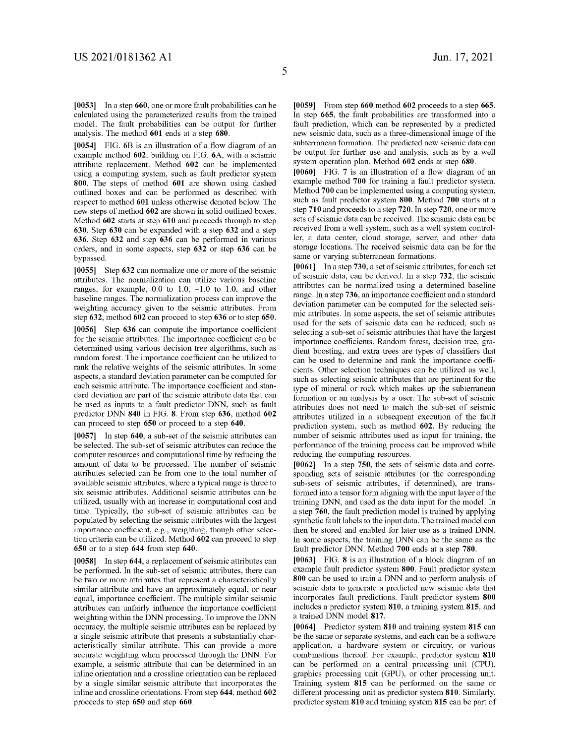**[0053]** In a step **660**, one or more fault probabilities can be calculated using the parameterized results from the trained model. The fault probabilities can be output for further analysis. The method **601** ends at a step **680**.

**[0054]** FIG. **6B** is an illustration of a flow diagram of an example method **602**, building on FIG. **6A**, with a seismic attribute replacement. Method **602** can be implemented using a computing system, such as fault predictor system **800**. The steps of method **601** are shown using dashed outlined boxes and can be performed as described with respect to method **601** unless otherwise denoted below. The new steps of method **602** are shown in solid outlined boxes. Method **602** starts at step **610** and proceeds through to step **630**. Step **630** can be expanded with a step **632** and a step **636**. Step **632** and step **636** can be performed in various orders, and in some aspects, step **632** or step **636** can be bypassed.

**[0055]** Step **632** can normalize one or more of the seismic attributes. The normalization can utilize various baseline ranges, for example, 0.0 to 1.0, −1.0 to 1.0, and other baseline ranges. The normalization process can improve the weighting accuracy given to the seismic attributes. From step **632**, method **602** can proceed to step **636** or to step **650**.

**[0056]** Step **636** can compute the importance coefficient for the seismic attributes. The importance coefficient can be determined using various decision tree algorithms, such as random forest. The importance coefficient can be utilized to rank the relative weights of the seismic attributes. In some aspects, a standard deviation parameter can be computed for each seismic attribute. The importance coefficient and standard deviation are part of the seismic attribute data that can be used as inputs to a fault predictor DNN, such as fault predictor DNN **840** in FIG. **8**. From step **636**, method **602** can proceed to step **650** or proceed to a step **640**.

**[0057]** In step **640**, a sub-set of the seismic attributes can be selected. The sub-set of seismic attributes can reduce the computer resources and computational time by reducing the amount of data to be processed. The number of seismic attributes selected can be from one to the total number of available seismic attributes, where a typical range is three to six seismic attributes. Additional seismic attributes can be utilized, usually with an increase in computational cost and time. Typically, the sub-set of seismic attributes can be populated by selecting the seismic attributes with the largest importance coefficient, e.g., weighting, though other selection criteria can be utilized. Method **602** can proceed to step **650** or to a step **644** from step **640**.

**[0058]** In step **644**, a replacement of seismic attributes can be performed. In the sub-set of seismic attributes, there can be two or more attributes that represent a characteristically similar attribute and have an approximately equal, or near equal, importance coefficient. The multiple similar seismic attributes can unfairly influence the importance coefficient weighting within the DNN processing. To improve the DNN accuracy, the multiple seismic attributes can be replaced by a single seismic attribute that presents a substantially characteristically similar attribute. This can provide a more accurate weighting when processed through the DNN. For example, a seismic attribute that can be determined in an inline orientation and a crossline orientation can be replaced by a single similar seismic attribute that incorporates the inline and crossline orientations. From step **644**, method **602** proceeds to step **650** and step **660**.

**[0059]** From step **660** method **602** proceeds to a step **665**. In step **665**, the fault probabilities are transformed into a fault prediction, which can be represented by a predicted new seismic data, such as a three-dimensional image of the subterranean formation. The predicted new seismic data can be output for further use and analysis, such as by a well system operation plan. Method **602** ends at step **680**.

**[0060]** FIG. **7** is an illustration of a flow diagram of an example method **700** for training a fault predictor system. Method **700** can be implemented using a computing system, such as fault predictor system **800**. Method **700** starts at a step **710** and proceeds to a step **720**. In step **720**, one or more sets of seismic data can be received. The seismic data can be received from a well system, such as a well system controller, a data center, cloud storage, server, and other data storage locations. The received seismic data can be for the same or varying subterranean formations.

**[0061]** In a step **730**, a set of seismic attributes, for each set of seismic data, can be derived. In a step **732**, the seismic attributes can be normalized using a determined baseline range. In a step **736**, an importance coefficient and a standard deviation parameter can be computed for the selected seismic attributes. In some aspects, the set of seismic attributes used for the sets of seismic data can be reduced, such as selecting a sub-set of seismic attributes that have the largest importance coefficients. Random forest, decision tree, gradient boosting, and extra trees are types of classifiers that can be used to determine and rank the importance coefficients. Other selection techniques can be utilized as well, such as selecting seismic attributes that are pertinent for the type of mineral or rock which makes up the subterranean formation or an analysis by a user. The sub-set of seismic attributes does not need to match the sub-set of seismic attributes utilized in a subsequent execution of the fault prediction system, such as method **602**. By reducing the number of seismic attributes used as input for training, the performance of the training process can be improved while reducing the computing resources.

**[0062]** In a step **750**, the sets of seismic data and corresponding sets of seismic attributes (or the corresponding sub-sets of seismic attributes, if determined), are transformed into a tensor form aligning with the input layer of the training DNN, and used as the data input for the model. In a step **760**, the fault prediction model is trained by applying synthetic fault labels to the input data. The trained model can then be stored and enabled for later use as a trained DNN. In some aspects, the training DNN can be the same as the fault predictor DNN. Method **700** ends at a step **780**.

**[0063]** FIG. **8** is an illustration of a block diagram of an example fault predictor system **800**. Fault predictor system **800** can be used to train a DNN and to perform analysis of seismic data to generate a predicted new seismic data that incorporates fault predictions. Fault predictor system **800** includes a predictor system **810**, a training system **815**, and a trained DNN model **817**.

**[0064]** Predictor system **810** and training system **815** can be the same or separate systems, and each can be a software application, a hardware system or circuitry, or various combinations thereof. For example, predictor system **810** can be performed on a central processing unit (CPU), graphics processing unit (GPU), or other processing unit. Training system **815** can be performed on the same or different processing unit as predictor system **810**. Similarly, predictor system **810** and training system **815** can be part of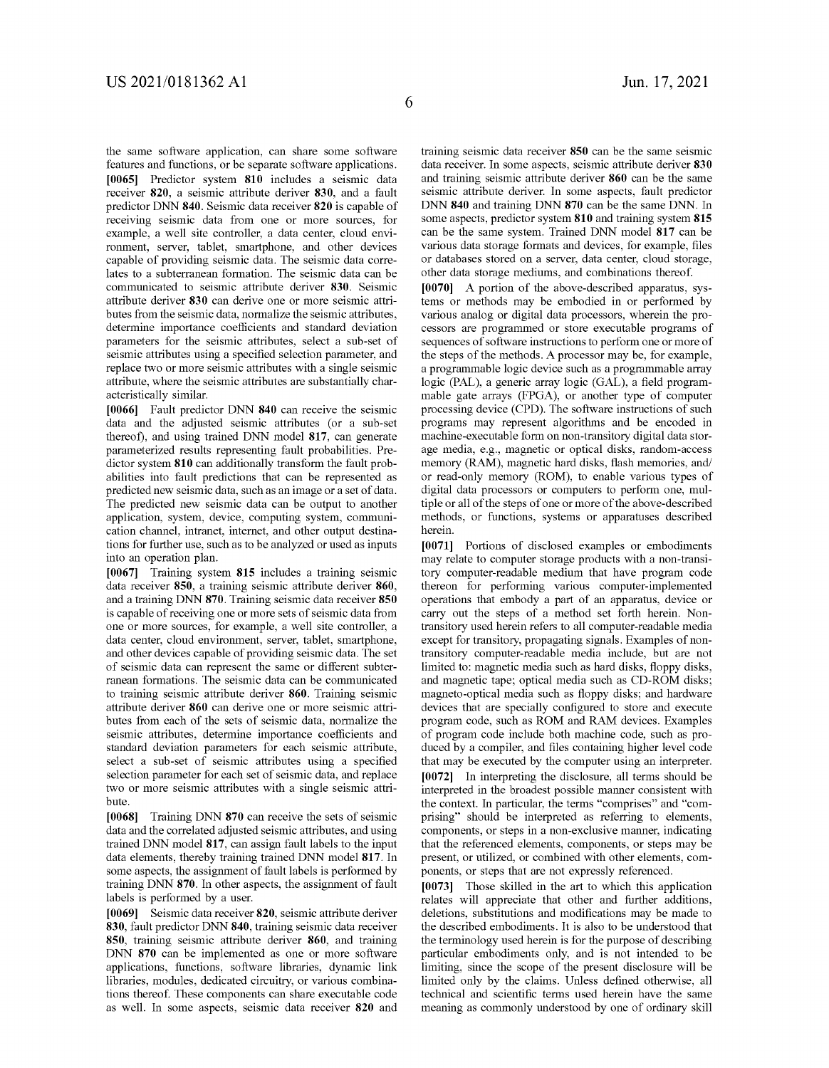the same software application, can share some software features and functions, or be separate software applications.

**[0065]** Predictor system **810** includes a seismic data receiver **820**, a seismic attribute deriver **830**, and a fault predictor DNN **840**. Seismic data receiver **820** is capable of receiving seismic data from one or more sources, for example, a well site controller, a data center, cloud environment, server, tablet, smartphone, and other devices capable of providing seismic data. The seismic data correlates to a subterranean formation. The seismic data can be communicated to seismic attribute deriver **830**. Seismic attribute deriver **830** can derive one or more seismic attributes from the seismic data, normalize the seismic attributes, determine importance coefficients and standard deviation parameters for the seismic attributes, select a sub-set of seismic attributes using a specified selection parameter, and replace two or more seismic attributes with a single seismic attribute, where the seismic attributes are substantially characteristically similar.

**[0066]** Fault predictor DNN **840** can receive the seismic data and the adjusted seismic attributes (or a sub-set thereof), and using trained DNN model **817**, can generate parameterized results representing fault probabilities. Predictor system **810** can additionally transform the fault probabilities into fault predictions that can be represented as predicted new seismic data, such as an image or a set of data. The predicted new seismic data can be output to another application, system, device, computing system, communication channel, intranet, internet, and other output destinations for further use, such as to be analyzed or used as inputs into an operation plan.

**[0067]** Training system **815** includes a training seismic data receiver **850**, a training seismic attribute deriver **860**, and a training DNN **870**. Training seismic data receiver **850** is capable of receiving one or more sets of seismic data from one or more sources, for example, a well site controller, a data center, cloud environment, server, tablet, smartphone, and other devices capable of providing seismic data. The set of seismic data can represent the same or different subterranean formations. The seismic data can be communicated to training seismic attribute deriver **860**. Training seismic attribute deriver **860** can derive one or more seismic attributes from each of the sets of seismic data, normalize the seismic attributes, determine importance coefficients and standard deviation parameters for each seismic attribute, select a sub-set of seismic attributes using a specified selection parameter for each set of seismic data, and replace two or more seismic attributes with a single seismic attribute.

**[0068]** Training DNN **870** can receive the sets of seismic data and the correlated adjusted seismic attributes, and using trained DNN model **817**, can assign fault labels to the input data elements, thereby training trained DNN model **817**. In some aspects, the assignment of fault labels is performed by training DNN **870**. In other aspects, the assignment of fault labels is performed by a user.

**[0069]** Seismic data receiver **820**, seismic attribute deriver **830**, fault predictor DNN **840**, training seismic data receiver **850**, training seismic attribute deriver **860**, and training DNN **870** can be implemented as one or more software applications, functions, software libraries, dynamic link libraries, modules, dedicated circuitry, or various combinations thereof. These components can share executable code as well. In some aspects, seismic data receiver **820** and training seismic data receiver **850** can be the same seismic data receiver. In some aspects, seismic attribute deriver **830** and training seismic attribute deriver **860** can be the same seismic attribute deriver. In some aspects, fault predictor DNN **840** and training DNN **870** can be the same DNN. In some aspects, predictor system **810** and training system **815** can be the same system. Trained DNN model **817** can be various data storage formats and devices, for example, files or databases stored on a server, data center, cloud storage, other data storage mediums, and combinations thereof.

**[0070]** A portion of the above-described apparatus, systems or methods may be embodied in or performed by various analog or digital data processors, wherein the processors are programmed or store executable programs of sequences of software instructions to perform one or more of the steps of the methods. A processor may be, for example, a programmable logic device such as a programmable array logic (PAL), a generic array logic (GAL), a field programmable gate arrays (FPGA), or another type of computer processing device (CPD). The software instructions of such programs may represent algorithms and be encoded in machine-executable form on non-transitory digital data storage media, e.g., magnetic or optical disks, random-access memory (RAM), magnetic hard disks, flash memories, and/or read-only memory (ROM), to enable various types of digital data processors or computers to perform one, multiple or all of the steps of one or more of the above-described methods, or functions, systems or apparatuses described herein.

**[0071]** Portions of disclosed examples or embodiments may relate to computer storage products with a non-transitory computer-readable medium that have program code thereon for performing various computer-implemented operations that embody a part of an apparatus, device or carry out the steps of a method set forth herein. Non-transitory used herein refers to all computer-readable media except for transitory, propagating signals. Examples of non-transitory computer-readable media include, but are not limited to: magnetic media such as hard disks, floppy disks, and magnetic tape; optical media such as CD-ROM disks; magneto-optical media such as floppy disks; and hardware devices that are specially configured to store and execute program code, such as ROM and RAM devices. Examples of program code include both machine code, such as produced by a compiler, and files containing higher level code that may be executed by the computer using an interpreter.

**[0072]** In interpreting the disclosure, all terms should be interpreted in the broadest possible manner consistent with the context. In particular, the terms "comprises" and "comprising" should be interpreted as referring to elements, components, or steps in a non-exclusive manner, indicating that the referenced elements, components, or steps may be present, or utilized, or combined with other elements, components, or steps that are not expressly referenced.

**[0073]** Those skilled in the art to which this application relates will appreciate that other and further additions, deletions, substitutions and modifications may be made to the described embodiments. It is also to be understood that the terminology used herein is for the purpose of describing particular embodiments only, and is not intended to be limiting, since the scope of the present disclosure will be limited only by the claims. Unless defined otherwise, all technical and scientific terms used herein have the same meaning as commonly understood by one of ordinary skill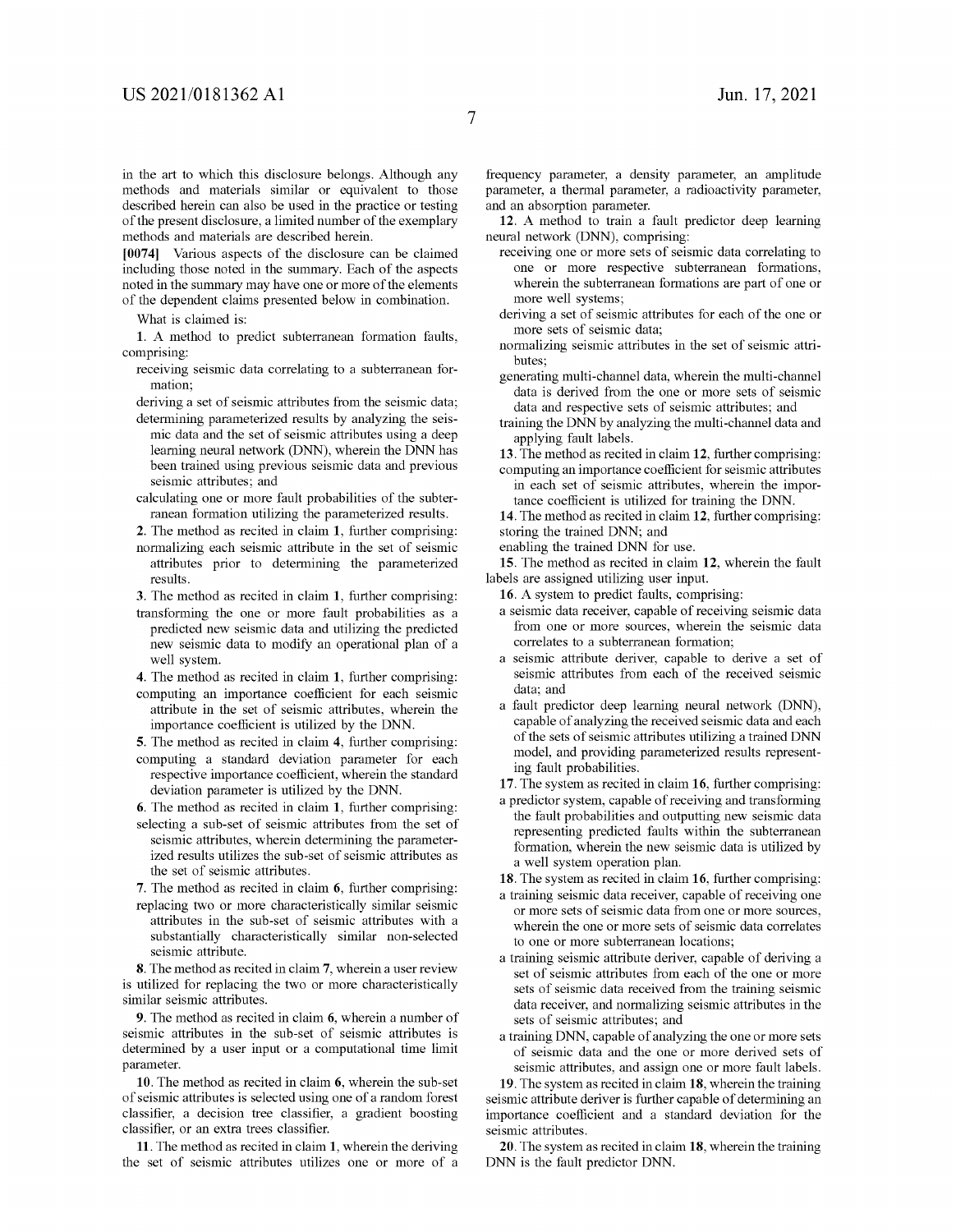in the art to which this disclosure belongs. Although any methods and materials similar or equivalent to those described herein can also be used in the practice or testing of the present disclosure, a limited number of the exemplary methods and materials are described herein.

**[0074]** Various aspects of the disclosure can be claimed including those noted in the summary. Each of the aspects noted in the summary may have one or more of the elements of the dependent claims presented below in combination.

What is claimed is:

**1**. A method to predict subterranean formation faults, comprising:

receiving seismic data correlating to a subterranean formation;

deriving a set of seismic attributes from the seismic data;

determining parameterized results by analyzing the seismic data and the set of seismic attributes using a deep learning neural network (DNN), wherein the DNN has been trained using previous seismic data and previous seismic attributes; and

calculating one or more fault probabilities of the subterranean formation utilizing the parameterized results.

**2**. The method as recited in claim **1**, further comprising:

normalizing each seismic attribute in the set of seismic attributes prior to determining the parameterized results.

**3**. The method as recited in claim **1**, further comprising:

transforming the one or more fault probabilities as a predicted new seismic data and utilizing the predicted new seismic data to modify an operational plan of a well system.

**4**. The method as recited in claim **1**, further comprising:

computing an importance coefficient for each seismic attribute in the set of seismic attributes, wherein the importance coefficient is utilized by the DNN.

**5**. The method as recited in claim **4**, further comprising:

computing a standard deviation parameter for each respective importance coefficient, wherein the standard deviation parameter is utilized by the DNN.

**6**. The method as recited in claim **1**, further comprising:

selecting a sub-set of seismic attributes from the set of seismic attributes, wherein determining the parameterized results utilizes the sub-set of seismic attributes as the set of seismic attributes.

**7**. The method as recited in claim **6**, further comprising:

replacing two or more characteristically similar seismic attributes in the sub-set of seismic attributes with a substantially characteristically similar non-selected seismic attribute.

**8**. The method as recited in claim **7**, wherein a user review is utilized for replacing the two or more characteristically similar seismic attributes.

**9**. The method as recited in claim **6**, wherein a number of seismic attributes in the sub-set of seismic attributes is determined by a user input or a computational time limit parameter.

**10**. The method as recited in claim **6**, wherein the sub-set of seismic attributes is selected using one of a random forest classifier, a decision tree classifier, a gradient boosting classifier, or an extra trees classifier.

**11**. The method as recited in claim **1**, wherein the deriving the set of seismic attributes utilizes one or more of a frequency parameter, a density parameter, an amplitude parameter, a thermal parameter, a radioactivity parameter, and an absorption parameter.

**12**. A method to train a fault predictor deep learning neural network (DNN), comprising:

receiving one or more sets of seismic data correlating to one or more respective subterranean formations, wherein the subterranean formations are part of one or more well systems;

deriving a set of seismic attributes for each of the one or more sets of seismic data;

normalizing seismic attributes in the set of seismic attributes;

generating multi-channel data, wherein the multi-channel data is derived from the one or more sets of seismic data and respective sets of seismic attributes; and

training the DNN by analyzing the multi-channel data and applying fault labels.

**13**. The method as recited in claim **12**, further comprising:

computing an importance coefficient for seismic attributes in each set of seismic attributes, wherein the importance coefficient is utilized for training the DNN.

**14**. The method as recited in claim **12**, further comprising:

storing the trained DNN; and

enabling the trained DNN for use.

**15**. The method as recited in claim **12**, wherein the fault labels are assigned utilizing user input.

**16**. A system to predict faults, comprising:

a seismic data receiver, capable of receiving seismic data from one or more sources, wherein the seismic data correlates to a subterranean formation;

a seismic attribute deriver, capable to derive a set of seismic attributes from each of the received seismic data; and

a fault predictor deep learning neural network (DNN), capable of analyzing the received seismic data and each of the sets of seismic attributes utilizing a trained DNN model, and providing parameterized results representing fault probabilities.

**17**. The system as recited in claim **16**, further comprising:

a predictor system, capable of receiving and transforming the fault probabilities and outputting new seismic data representing predicted faults within the subterranean formation, wherein the new seismic data is utilized by a well system operation plan.

**18**. The system as recited in claim **16**, further comprising:

a training seismic data receiver, capable of receiving one or more sets of seismic data from one or more sources, wherein the one or more sets of seismic data correlates to one or more subterranean locations;

a training seismic attribute deriver, capable of deriving a set of seismic attributes from each of the one or more sets of seismic data received from the training seismic data receiver, and normalizing seismic attributes in the sets of seismic attributes; and

a training DNN, capable of analyzing the one or more sets of seismic data and the one or more derived sets of seismic attributes, and assign one or more fault labels.

**19**. The system as recited in claim **18**, wherein the training seismic attribute deriver is further capable of determining an importance coefficient and a standard deviation for the seismic attributes.

**20**. The system as recited in claim **18**, wherein the training DNN is the fault predictor DNN.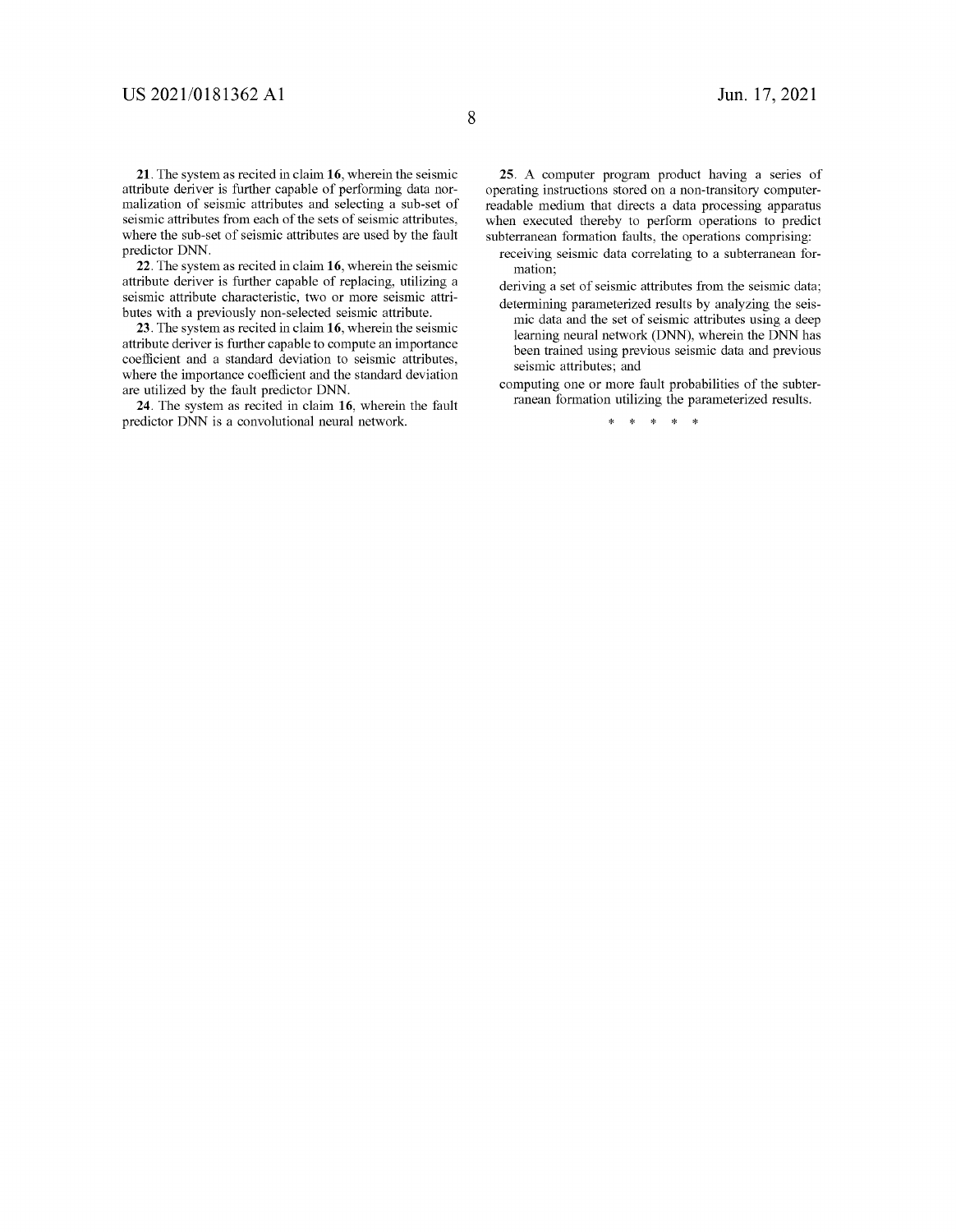**21**. The system as recited in claim **16**, wherein the seismic attribute deriver is further capable of performing data normalization of seismic attributes and selecting a sub-set of seismic attributes from each of the sets of seismic attributes, where the sub-set of seismic attributes are used by the fault predictor DNN.

**22**. The system as recited in claim **16**, wherein the seismic attribute deriver is further capable of replacing, utilizing a seismic attribute characteristic, two or more seismic attributes with a previously non-selected seismic attribute.

**23**. The system as recited in claim **16**, wherein the seismic attribute deriver is further capable to compute an importance coefficient and a standard deviation to seismic attributes, where the importance coefficient and the standard deviation are utilized by the fault predictor DNN.

**24**. The system as recited in claim **16**, wherein the fault predictor DNN is a convolutional neural network.

**25**. A computer program product having a series of operating instructions stored on a non-transitory computer-readable medium that directs a data processing apparatus when executed thereby to perform operations to predict subterranean formation faults, the operations comprising:

- receiving seismic data correlating to a subterranean formation;
- deriving a set of seismic attributes from the seismic data;
- determining parameterized results by analyzing the seismic data and the set of seismic attributes using a deep learning neural network (DNN), wherein the DNN has been trained using previous seismic data and previous seismic attributes; and
- computing one or more fault probabilities of the subterranean formation utilizing the parameterized results.

* * * * *